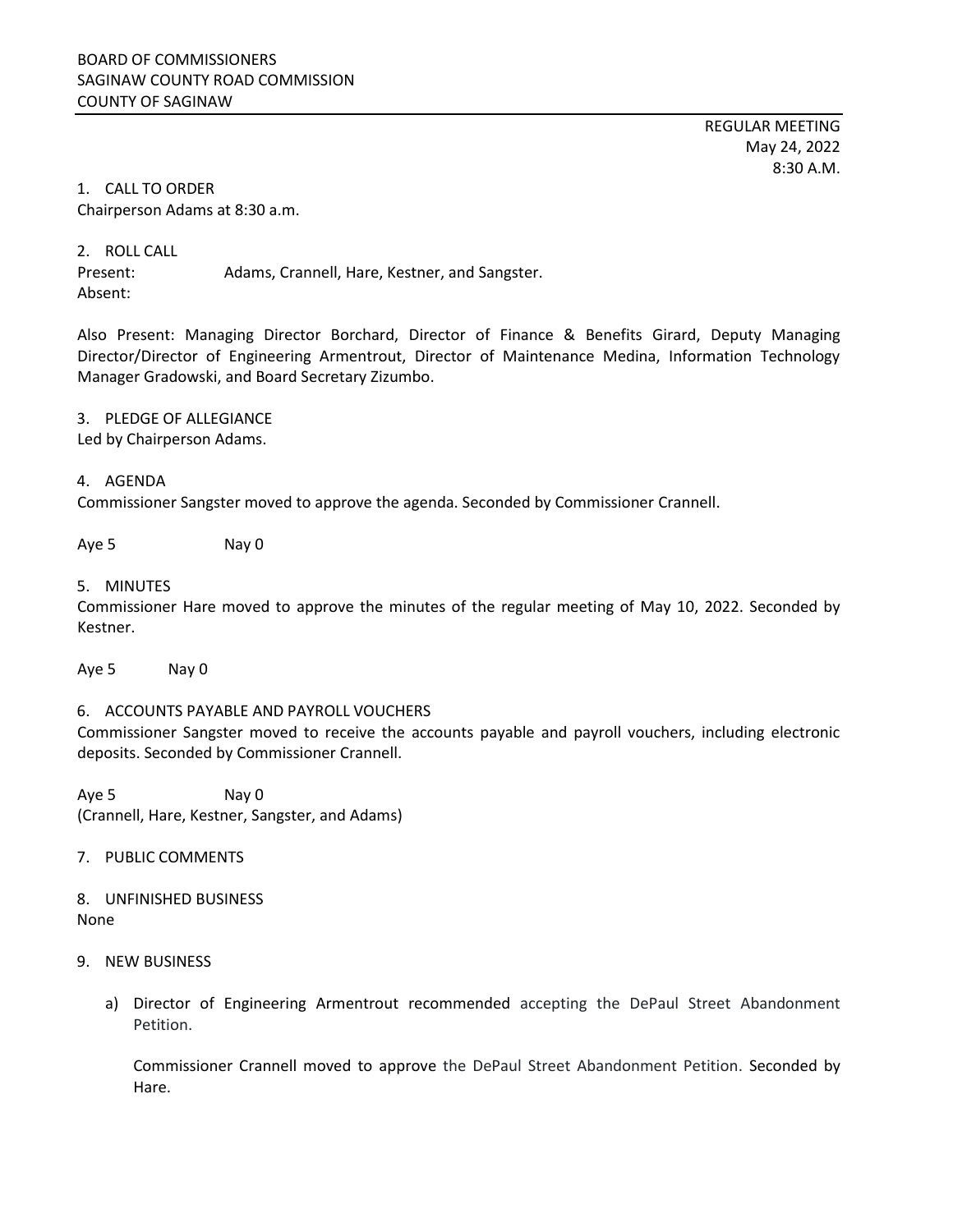BOARD OF COMMISSIONERS
SAGINAW COUNTY ROAD COMMISSION
COUNTY OF SAGINAW

REGULAR MEETING
May 24, 2022
8:30 A.M.

1. CALL TO ORDER

Chairperson Adams at 8:30 a.m.

2. ROLL CALL

Present: Adams, Crannell, Hare, Kestner, and Sangster.
Absent:

Also Present: Managing Director Borchard, Director of Finance & Benefits Girard, Deputy Managing Director/Director of Engineering Armentrout, Director of Maintenance Medina, Information Technology Manager Gradowski, and Board Secretary Zizumbo.

3. PLEDGE OF ALLEGIANCE

Led by Chairperson Adams.

4. AGENDA

Commissioner Sangster moved to approve the agenda. Seconded by Commissioner Crannell.

Aye 5 Nay 0

5. MINUTES

Commissioner Hare moved to approve the minutes of the regular meeting of May 10, 2022. Seconded by Kestner.

Aye 5 Nay 0

6. ACCOUNTS PAYABLE AND PAYROLL VOUCHERS

Commissioner Sangster moved to receive the accounts payable and payroll vouchers, including electronic deposits. Seconded by Commissioner Crannell.

Aye 5 Nay 0
(Crannell, Hare, Kestner, Sangster, and Adams)

7. PUBLIC COMMENTS

8. UNFINISHED BUSINESS

None

9. NEW BUSINESS

a) Director of Engineering Armentrout recommended accepting the DePaul Street Abandonment Petition.

   Commissioner Crannell moved to approve the DePaul Street Abandonment Petition. Seconded by Hare.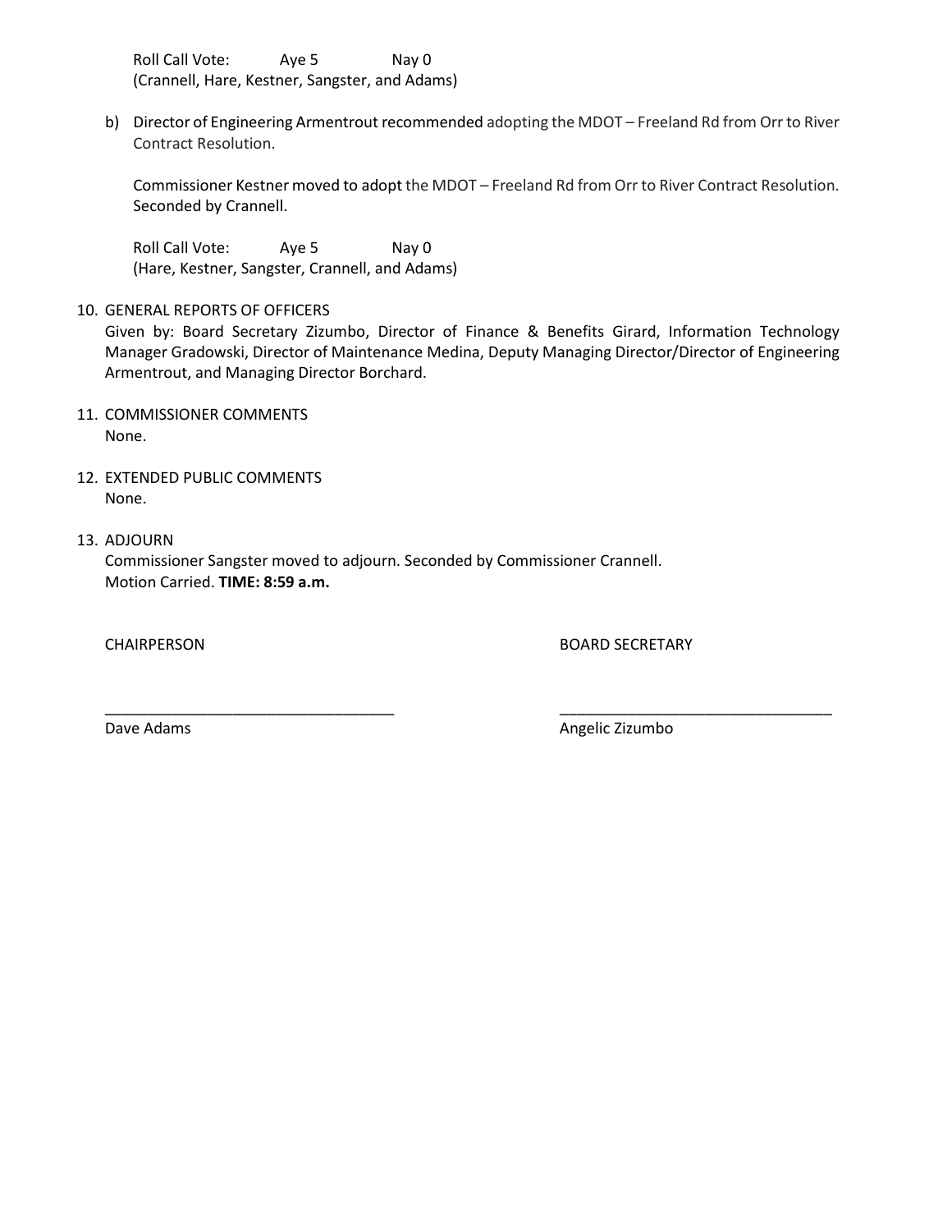Roll Call Vote: Aye 5 Nay 0
(Crannell, Hare, Kestner, Sangster, and Adams)

b) Director of Engineering Armentrout recommended adopting the MDOT – Freeland Rd from Orr to River Contract Resolution.

Commissioner Kestner moved to adopt the MDOT – Freeland Rd from Orr to River Contract Resolution. Seconded by Crannell.

Roll Call Vote: Aye 5 Nay 0
(Hare, Kestner, Sangster, Crannell, and Adams)

10. GENERAL REPORTS OF OFFICERS
Given by: Board Secretary Zizumbo, Director of Finance & Benefits Girard, Information Technology Manager Gradowski, Director of Maintenance Medina, Deputy Managing Director/Director of Engineering Armentrout, and Managing Director Borchard.

11. COMMISSIONER COMMENTS
None.

12. EXTENDED PUBLIC COMMENTS
None.

13. ADJOURN
Commissioner Sangster moved to adjourn. Seconded by Commissioner Crannell.
Motion Carried. **TIME: 8:59 a.m.**

CHAIRPERSON

___________________________________

Dave Adams

BOARD SECRETARY

________________________________

Angelic Zizumbo